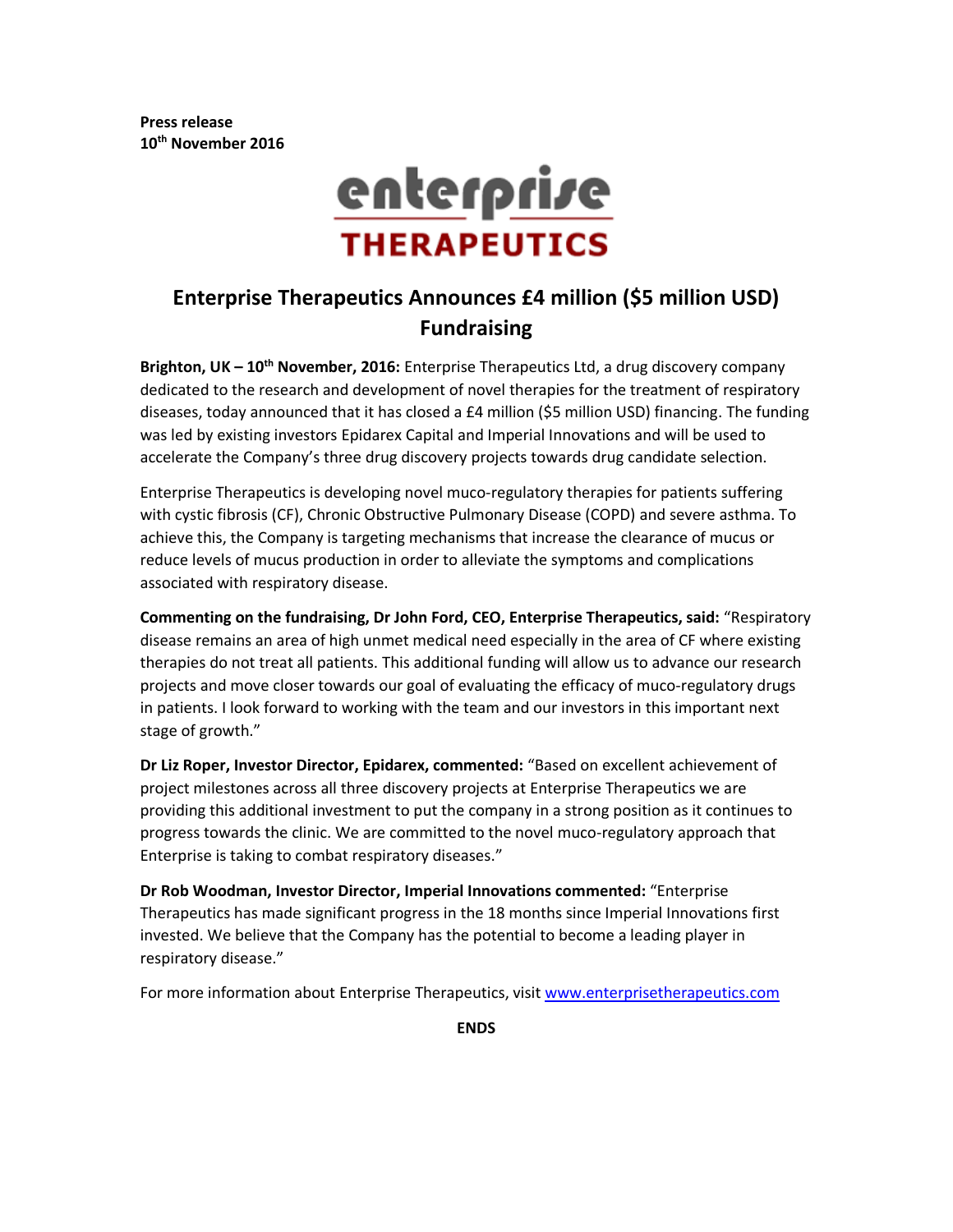**Press release**
**10th November 2016**

enterprise
THERAPEUTICS

# Enterprise Therapeutics Announces £4 million ($5 million USD) Fundraising

**Brighton, UK – 10th November, 2016:** Enterprise Therapeutics Ltd, a drug discovery company dedicated to the research and development of novel therapies for the treatment of respiratory diseases, today announced that it has closed a £4 million ($5 million USD) financing. The funding was led by existing investors Epidarex Capital and Imperial Innovations and will be used to accelerate the Company's three drug discovery projects towards drug candidate selection.

Enterprise Therapeutics is developing novel muco-regulatory therapies for patients suffering with cystic fibrosis (CF), Chronic Obstructive Pulmonary Disease (COPD) and severe asthma. To achieve this, the Company is targeting mechanisms that increase the clearance of mucus or reduce levels of mucus production in order to alleviate the symptoms and complications associated with respiratory disease.

**Commenting on the fundraising, Dr John Ford, CEO, Enterprise Therapeutics, said:** "Respiratory disease remains an area of high unmet medical need especially in the area of CF where existing therapies do not treat all patients. This additional funding will allow us to advance our research projects and move closer towards our goal of evaluating the efficacy of muco-regulatory drugs in patients. I look forward to working with the team and our investors in this important next stage of growth."

**Dr Liz Roper, Investor Director, Epidarex, commented:** "Based on excellent achievement of project milestones across all three discovery projects at Enterprise Therapeutics we are providing this additional investment to put the company in a strong position as it continues to progress towards the clinic. We are committed to the novel muco-regulatory approach that Enterprise is taking to combat respiratory diseases."

**Dr Rob Woodman, Investor Director, Imperial Innovations commented:** "Enterprise Therapeutics has made significant progress in the 18 months since Imperial Innovations first invested. We believe that the Company has the potential to become a leading player in respiratory disease."

For more information about Enterprise Therapeutics, visit www.enterprisetherapeutics.com

**ENDS**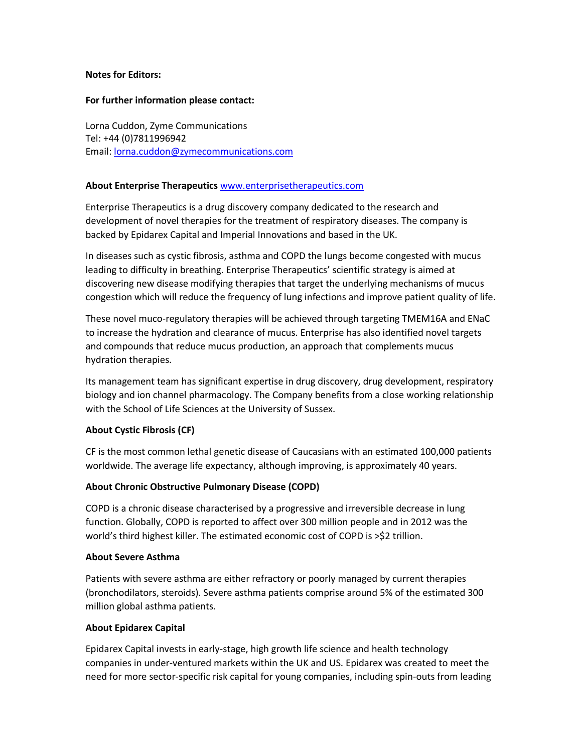**Notes for Editors:**

**For further information please contact:**

Lorna Cuddon, Zyme Communications
Tel: +44 (0)7811996942
Email: lorna.cuddon@zymecommunications.com

**About Enterprise Therapeutics** www.enterprisetherapeutics.com

Enterprise Therapeutics is a drug discovery company dedicated to the research and development of novel therapies for the treatment of respiratory diseases. The company is backed by Epidarex Capital and Imperial Innovations and based in the UK.

In diseases such as cystic fibrosis, asthma and COPD the lungs become congested with mucus leading to difficulty in breathing. Enterprise Therapeutics' scientific strategy is aimed at discovering new disease modifying therapies that target the underlying mechanisms of mucus congestion which will reduce the frequency of lung infections and improve patient quality of life.

These novel muco-regulatory therapies will be achieved through targeting TMEM16A and ENaC to increase the hydration and clearance of mucus. Enterprise has also identified novel targets and compounds that reduce mucus production, an approach that complements mucus hydration therapies.

Its management team has significant expertise in drug discovery, drug development, respiratory biology and ion channel pharmacology. The Company benefits from a close working relationship with the School of Life Sciences at the University of Sussex.

**About Cystic Fibrosis (CF)**

CF is the most common lethal genetic disease of Caucasians with an estimated 100,000 patients worldwide. The average life expectancy, although improving, is approximately 40 years.

**About Chronic Obstructive Pulmonary Disease (COPD)**

COPD is a chronic disease characterised by a progressive and irreversible decrease in lung function. Globally, COPD is reported to affect over 300 million people and in 2012 was the world's third highest killer. The estimated economic cost of COPD is >$2 trillion.

**About Severe Asthma**

Patients with severe asthma are either refractory or poorly managed by current therapies (bronchodilators, steroids). Severe asthma patients comprise around 5% of the estimated 300 million global asthma patients.

**About Epidarex Capital**

Epidarex Capital invests in early-stage, high growth life science and health technology companies in under-ventured markets within the UK and US. Epidarex was created to meet the need for more sector-specific risk capital for young companies, including spin-outs from leading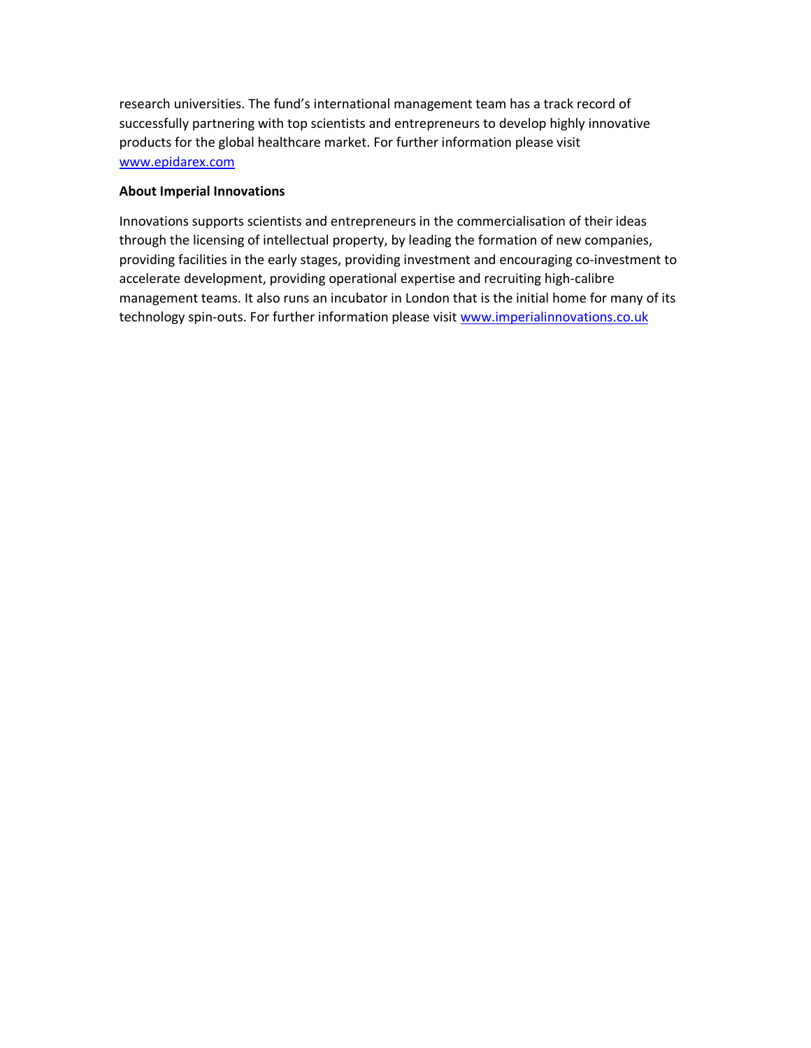research universities. The fund's international management team has a track record of successfully partnering with top scientists and entrepreneurs to develop highly innovative products for the global healthcare market. For further information please visit www.epidarex.com

**About Imperial Innovations**

Innovations supports scientists and entrepreneurs in the commercialisation of their ideas through the licensing of intellectual property, by leading the formation of new companies, providing facilities in the early stages, providing investment and encouraging co-investment to accelerate development, providing operational expertise and recruiting high-calibre management teams. It also runs an incubator in London that is the initial home for many of its technology spin-outs. For further information please visit www.imperialinnovations.co.uk